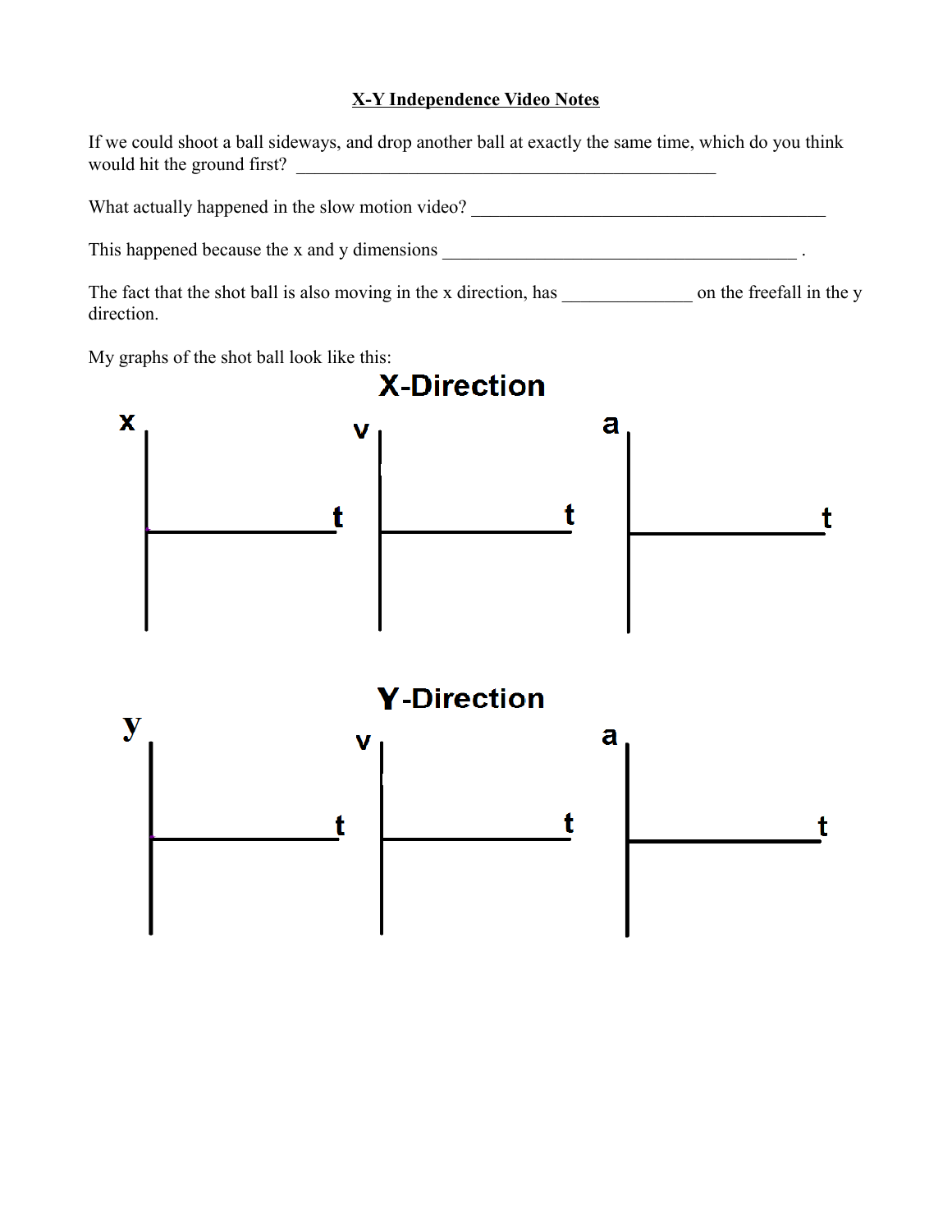# X-Y Independence Video Notes

If we could shoot a ball sideways, and drop another ball at exactly the same time, which do you think would hit the ground first? ________________________________________________

What actually happened in the slow motion video? ________________________________________

This happened because the x and y dimensions ________________________________________ .

The fact that the shot ball is also moving in the x direction, has ______________ on the freefall in the y direction.

My graphs of the shot ball look like this:

**X-Direction**

x vs. t | v vs. t | a vs. t

**Y-Direction**

y vs. t | v vs. t | a vs. t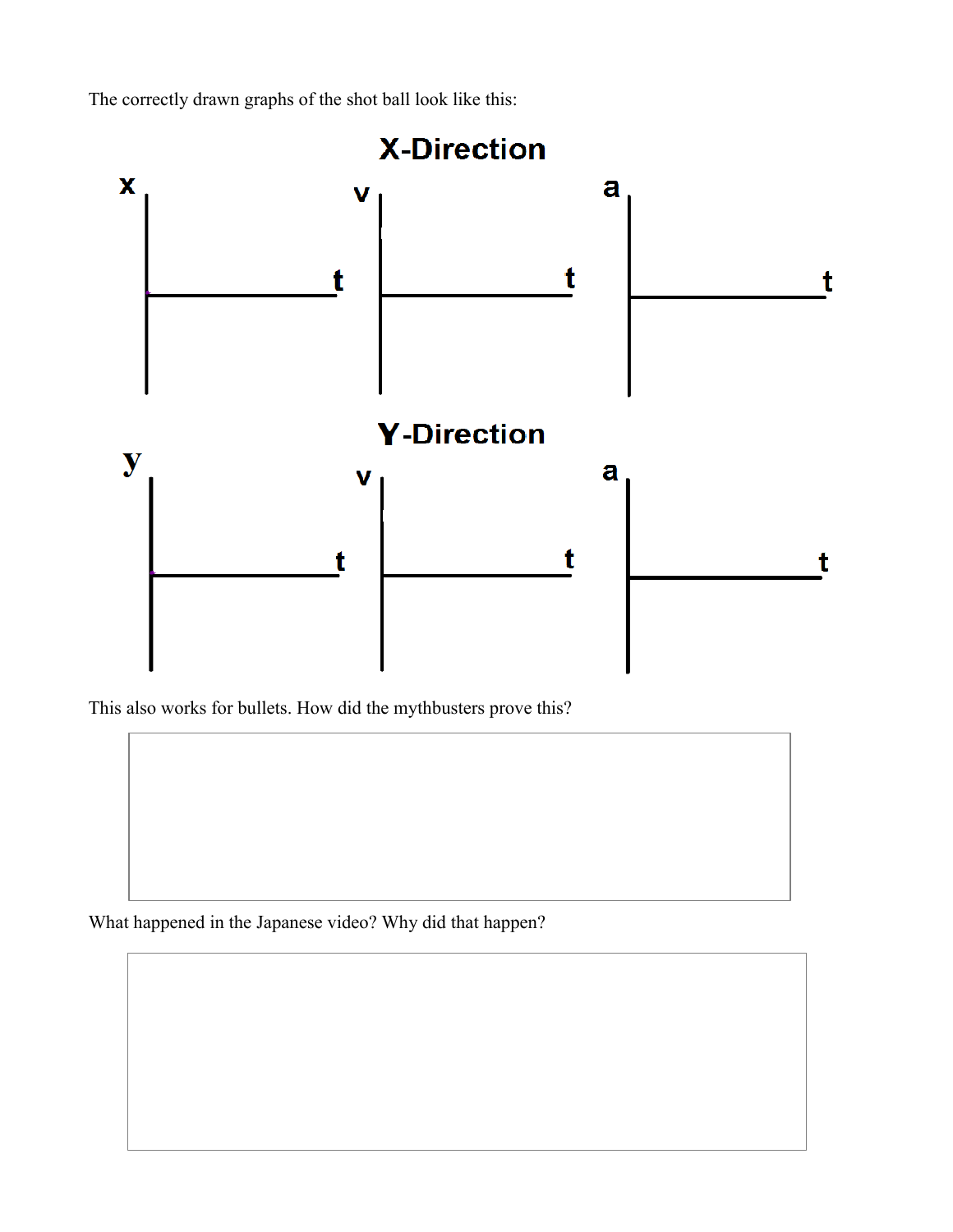The correctly drawn graphs of the shot ball look like this:

## X-Direction

x — t    v — t    a — t

## Y-Direction

y — t    v — t    a — t

This also works for bullets. How did the mythbusters prove this?

What happened in the Japanese video? Why did that happen?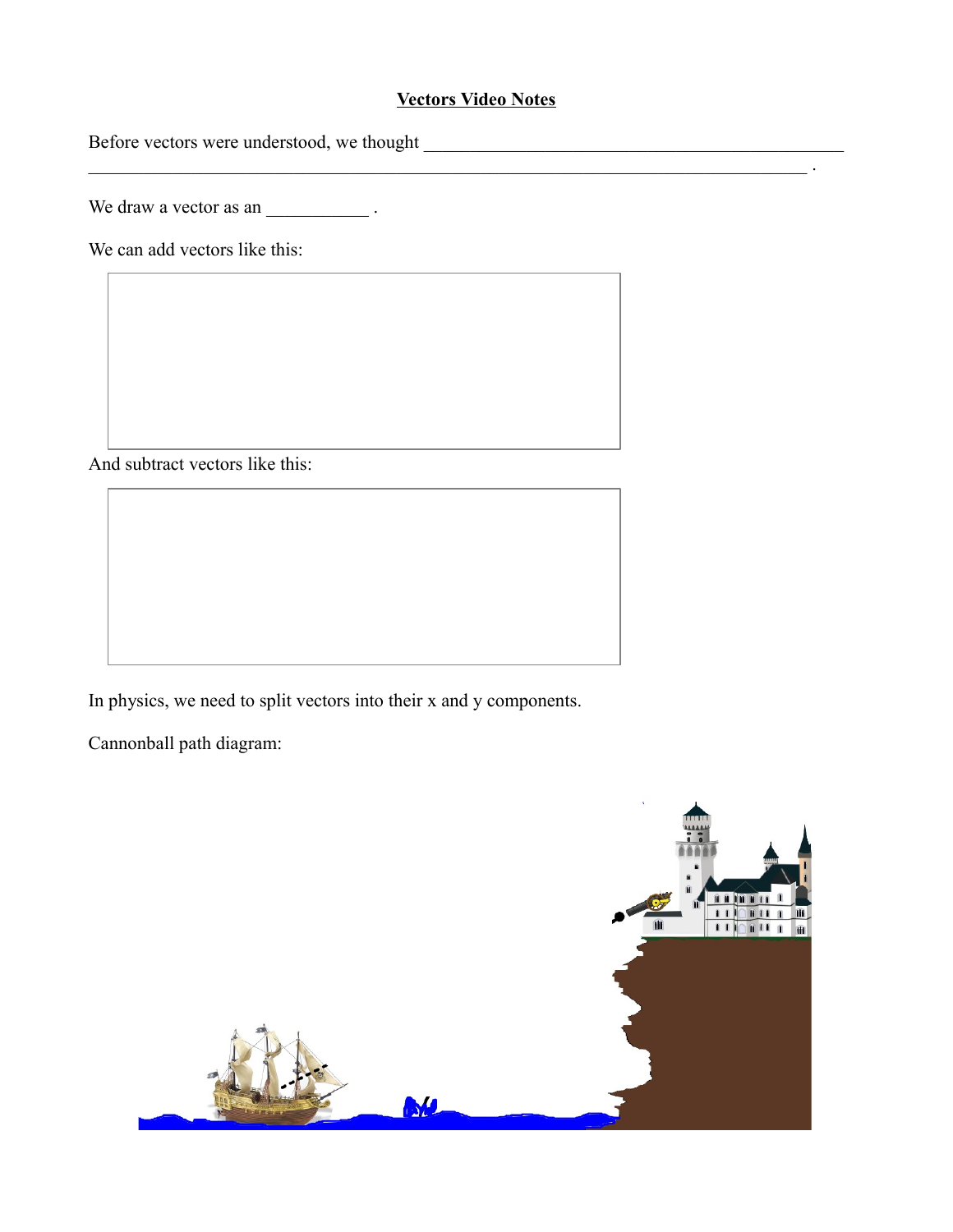# Vectors Video Notes

Before vectors were understood, we thought ________________________________________________
______________________________________________________________________________ .

We draw a vector as an ___________ .

We can add vectors like this:

And subtract vectors like this:

In physics, we need to split vectors into their x and y components.

Cannonball path diagram: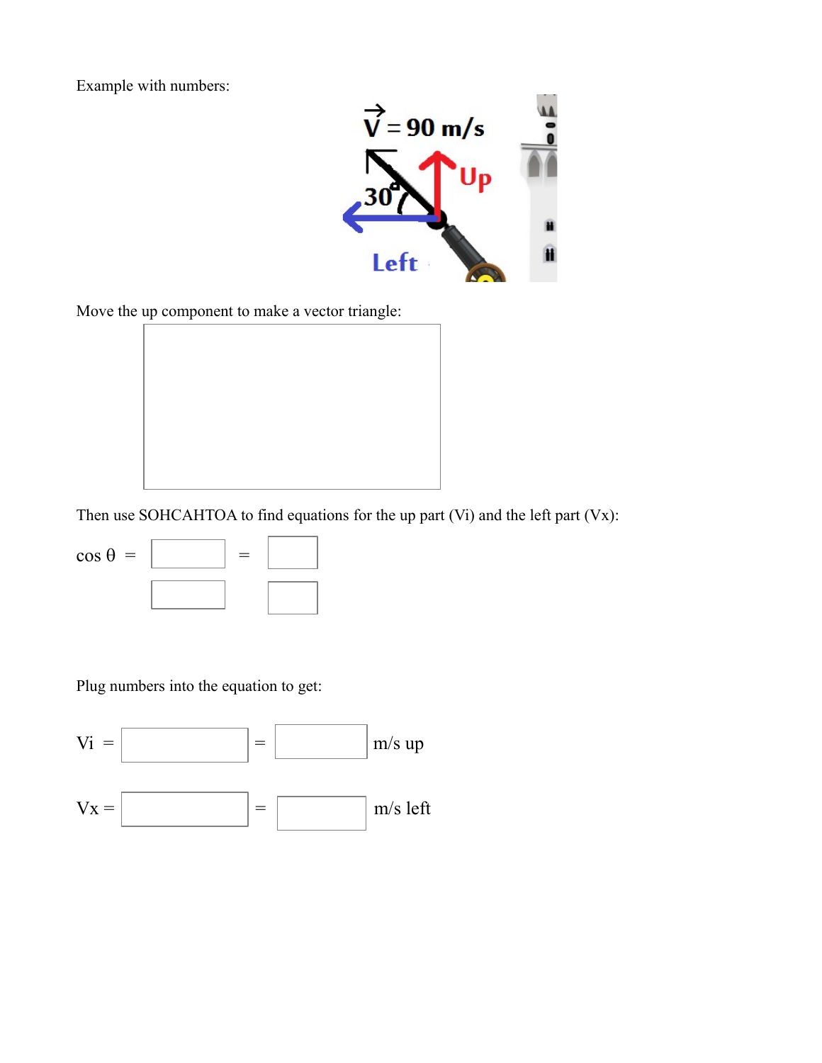Example with numbers:

Move the up component to make a vector triangle:

Then use SOHCAHTOA to find equations for the up part (Vi) and the left part (Vx):

cos θ = ______ = ______

Plug numbers into the equation to get:

Vi = ______ = ______ m/s up

Vx = ______ = ______ m/s left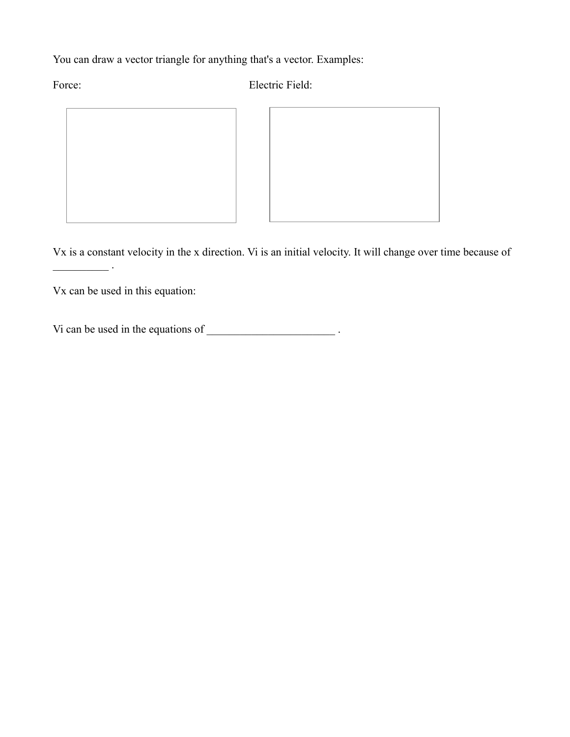You can draw a vector triangle for anything that's a vector. Examples:

Force:

Electric Field:

Vx is a constant velocity in the x direction. Vi is an initial velocity. It will change over time because of __________ .

Vx can be used in this equation:

Vi can be used in the equations of _______________________ .